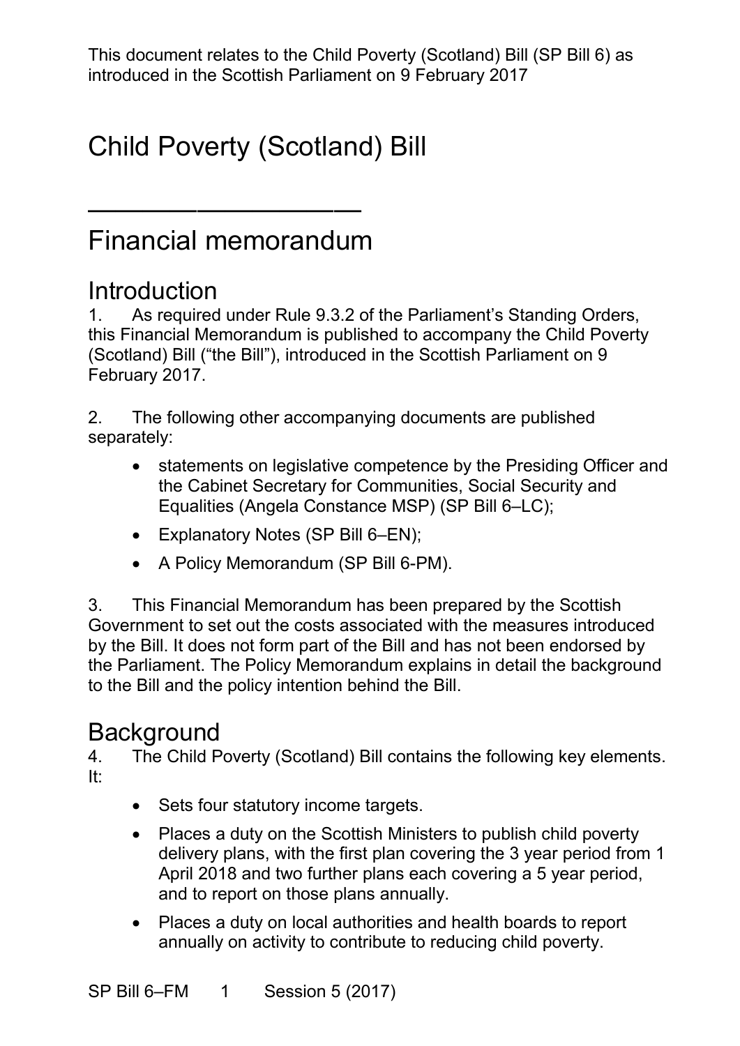This document relates to the Child Poverty (Scotland) Bill (SP Bill 6) as introduced in the Scottish Parliament on 9 February 2017

# Child Poverty (Scotland) Bill

---

# Financial memorandum

## Introduction

1. As required under Rule 9.3.2 of the Parliament's Standing Orders, this Financial Memorandum is published to accompany the Child Poverty (Scotland) Bill ("the Bill"), introduced in the Scottish Parliament on 9 February 2017.

2. The following other accompanying documents are published separately:

- statements on legislative competence by the Presiding Officer and the Cabinet Secretary for Communities, Social Security and Equalities (Angela Constance MSP) (SP Bill 6–LC);
- Explanatory Notes (SP Bill 6–EN);
- A Policy Memorandum (SP Bill 6-PM).

3. This Financial Memorandum has been prepared by the Scottish Government to set out the costs associated with the measures introduced by the Bill. It does not form part of the Bill and has not been endorsed by the Parliament. The Policy Memorandum explains in detail the background to the Bill and the policy intention behind the Bill.

## Background

4. The Child Poverty (Scotland) Bill contains the following key elements. It:

- Sets four statutory income targets.
- Places a duty on the Scottish Ministers to publish child poverty delivery plans, with the first plan covering the 3 year period from 1 April 2018 and two further plans each covering a 5 year period, and to report on those plans annually.
- Places a duty on local authorities and health boards to report annually on activity to contribute to reducing child poverty.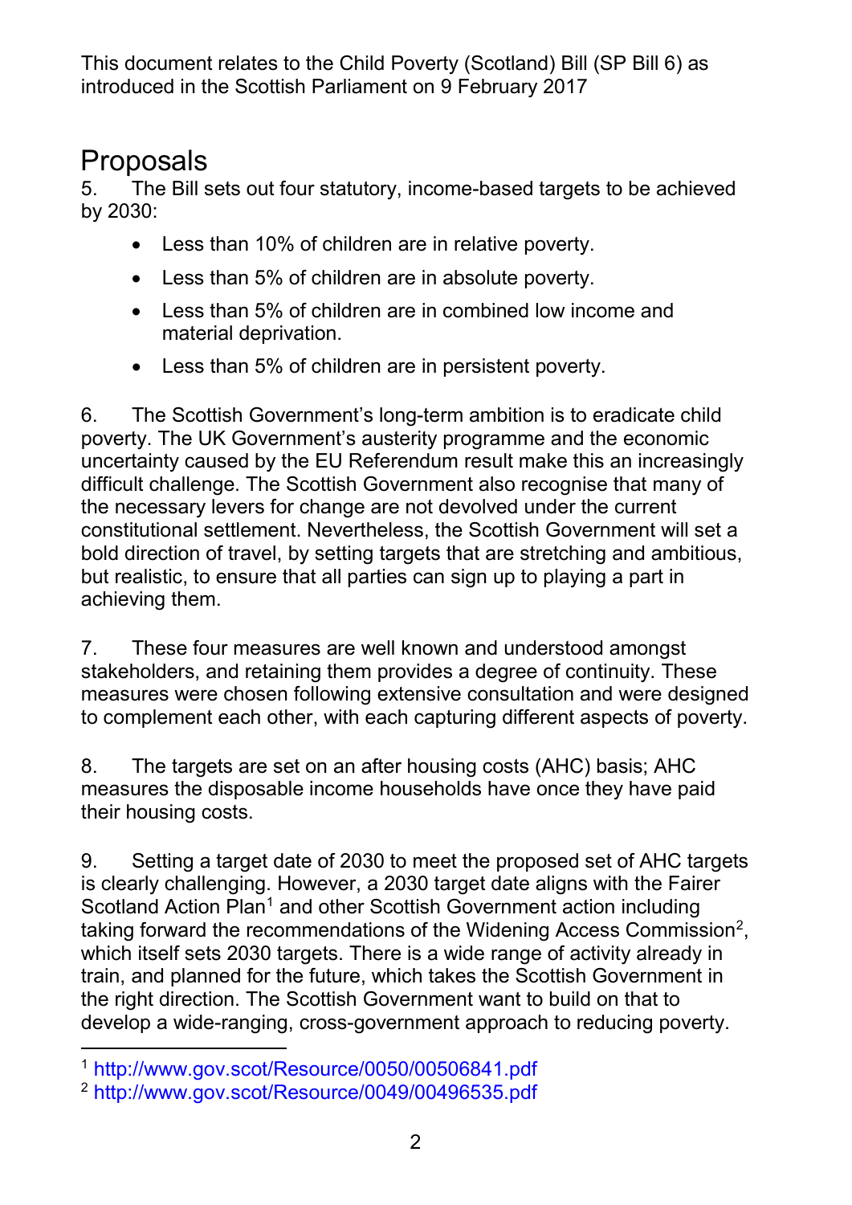This document relates to the Child Poverty (Scotland) Bill (SP Bill 6) as introduced in the Scottish Parliament on 9 February 2017

# Proposals

5. The Bill sets out four statutory, income-based targets to be achieved by 2030:

- Less than 10% of children are in relative poverty.
- Less than 5% of children are in absolute poverty.
- Less than 5% of children are in combined low income and material deprivation.
- Less than 5% of children are in persistent poverty.

6. The Scottish Government's long-term ambition is to eradicate child poverty. The UK Government's austerity programme and the economic uncertainty caused by the EU Referendum result make this an increasingly difficult challenge. The Scottish Government also recognise that many of the necessary levers for change are not devolved under the current constitutional settlement. Nevertheless, the Scottish Government will set a bold direction of travel, by setting targets that are stretching and ambitious, but realistic, to ensure that all parties can sign up to playing a part in achieving them.

7. These four measures are well known and understood amongst stakeholders, and retaining them provides a degree of continuity. These measures were chosen following extensive consultation and were designed to complement each other, with each capturing different aspects of poverty.

8. The targets are set on an after housing costs (AHC) basis; AHC measures the disposable income households have once they have paid their housing costs.

9. Setting a target date of 2030 to meet the proposed set of AHC targets is clearly challenging. However, a 2030 target date aligns with the Fairer Scotland Action Plan[1] and other Scottish Government action including taking forward the recommendations of the Widening Access Commission[2], which itself sets 2030 targets. There is a wide range of activity already in train, and planned for the future, which takes the Scottish Government in the right direction. The Scottish Government want to build on that to develop a wide-ranging, cross-government approach to reducing poverty.

---

[1] http://www.gov.scot/Resource/0050/00506841.pdf

[2] http://www.gov.scot/Resource/0049/00496535.pdf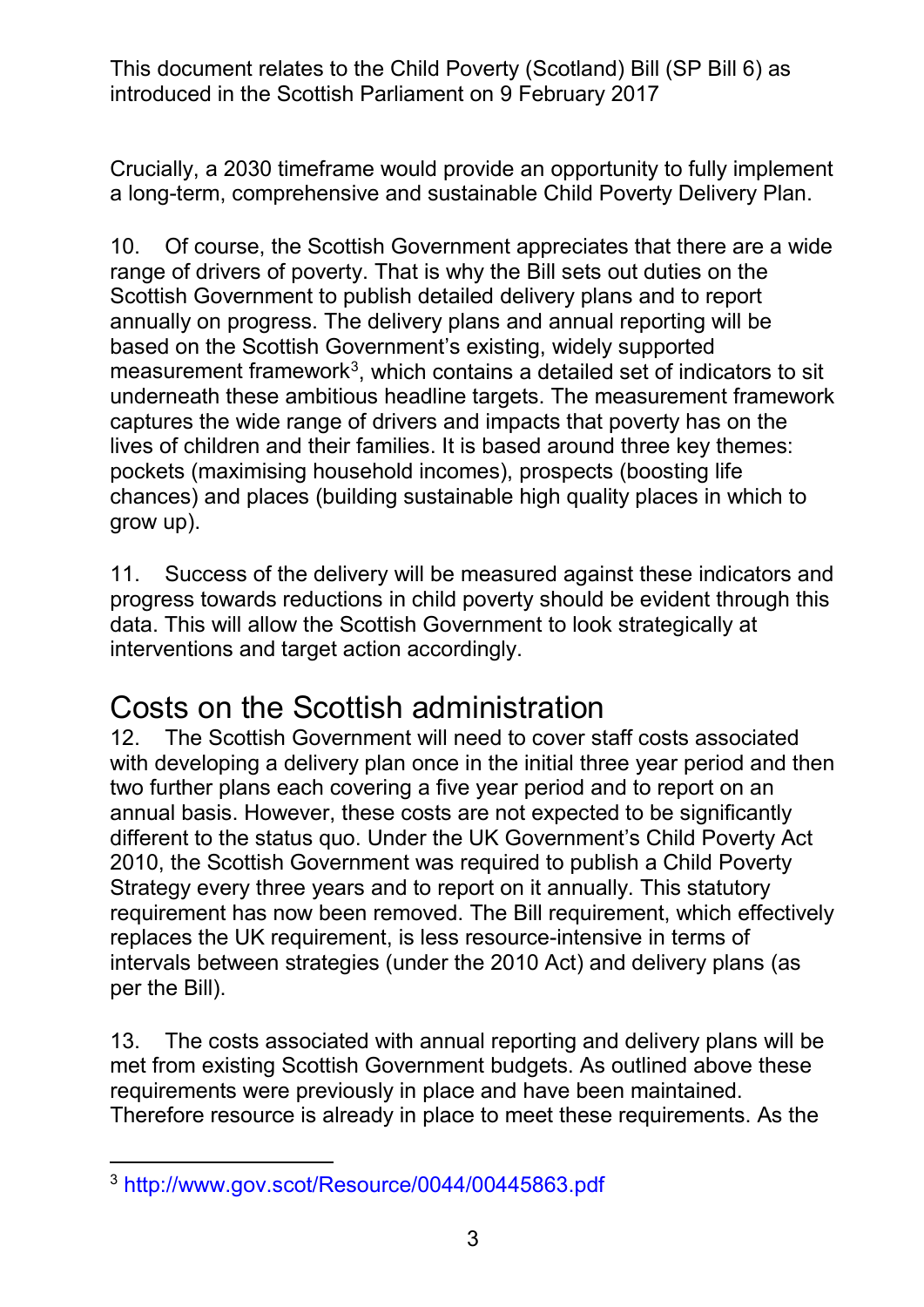Crucially, a 2030 timeframe would provide an opportunity to fully implement a long-term, comprehensive and sustainable Child Poverty Delivery Plan.

10. Of course, the Scottish Government appreciates that there are a wide range of drivers of poverty. That is why the Bill sets out duties on the Scottish Government to publish detailed delivery plans and to report annually on progress. The delivery plans and annual reporting will be based on the Scottish Government's existing, widely supported measurement framework[3], which contains a detailed set of indicators to sit underneath these ambitious headline targets. The measurement framework captures the wide range of drivers and impacts that poverty has on the lives of children and their families. It is based around three key themes: pockets (maximising household incomes), prospects (boosting life chances) and places (building sustainable high quality places in which to grow up).

11. Success of the delivery will be measured against these indicators and progress towards reductions in child poverty should be evident through this data. This will allow the Scottish Government to look strategically at interventions and target action accordingly.

## Costs on the Scottish administration

12. The Scottish Government will need to cover staff costs associated with developing a delivery plan once in the initial three year period and then two further plans each covering a five year period and to report on an annual basis. However, these costs are not expected to be significantly different to the status quo. Under the UK Government's Child Poverty Act 2010, the Scottish Government was required to publish a Child Poverty Strategy every three years and to report on it annually. This statutory requirement has now been removed. The Bill requirement, which effectively replaces the UK requirement, is less resource-intensive in terms of intervals between strategies (under the 2010 Act) and delivery plans (as per the Bill).

13. The costs associated with annual reporting and delivery plans will be met from existing Scottish Government budgets. As outlined above these requirements were previously in place and have been maintained. Therefore resource is already in place to meet these requirements. As the

---

[3] http://www.gov.scot/Resource/0044/00445863.pdf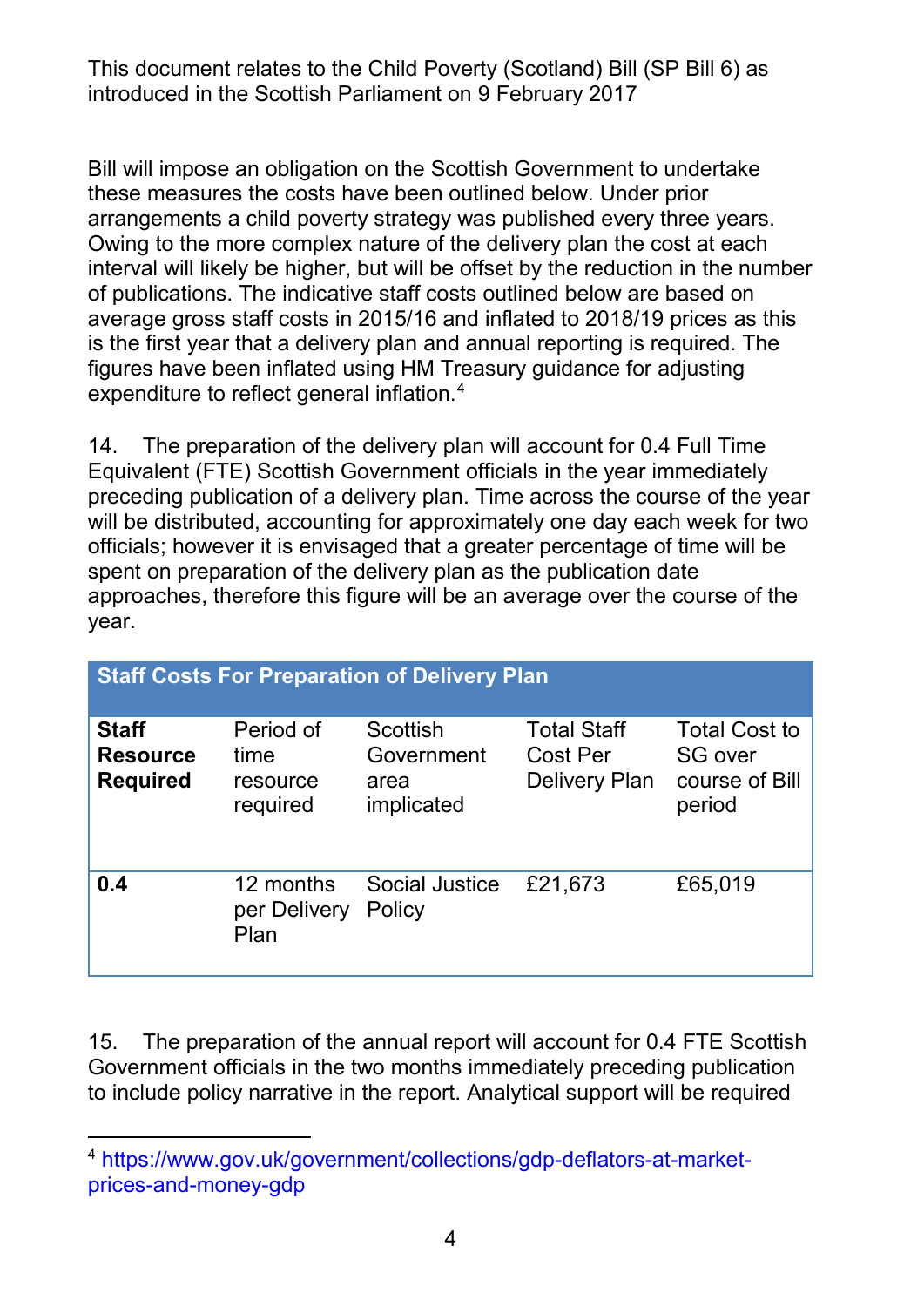This document relates to the Child Poverty (Scotland) Bill (SP Bill 6) as introduced in the Scottish Parliament on 9 February 2017

Bill will impose an obligation on the Scottish Government to undertake these measures the costs have been outlined below. Under prior arrangements a child poverty strategy was published every three years. Owing to the more complex nature of the delivery plan the cost at each interval will likely be higher, but will be offset by the reduction in the number of publications. The indicative staff costs outlined below are based on average gross staff costs in 2015/16 and inflated to 2018/19 prices as this is the first year that a delivery plan and annual reporting is required. The figures have been inflated using HM Treasury guidance for adjusting expenditure to reflect general inflation.[4]

14. The preparation of the delivery plan will account for 0.4 Full Time Equivalent (FTE) Scottish Government officials in the year immediately preceding publication of a delivery plan. Time across the course of the year will be distributed, accounting for approximately one day each week for two officials; however it is envisaged that a greater percentage of time will be spent on preparation of the delivery plan as the publication date approaches, therefore this figure will be an average over the course of the year.

| **Staff Costs For Preparation of Delivery Plan** | | | | |
|---|---|---|---|---|
| **Staff Resource Required** | Period of time resource required | Scottish Government area implicated | Total Staff Cost Per Delivery Plan | Total Cost to SG over course of Bill period |
| **0.4** | 12 months per Delivery Plan | Social Justice Policy | £21,673 | £65,019 |

15. The preparation of the annual report will account for 0.4 FTE Scottish Government officials in the two months immediately preceding publication to include policy narrative in the report. Analytical support will be required

[4] https://www.gov.uk/government/collections/gdp-deflators-at-market-prices-and-money-gdp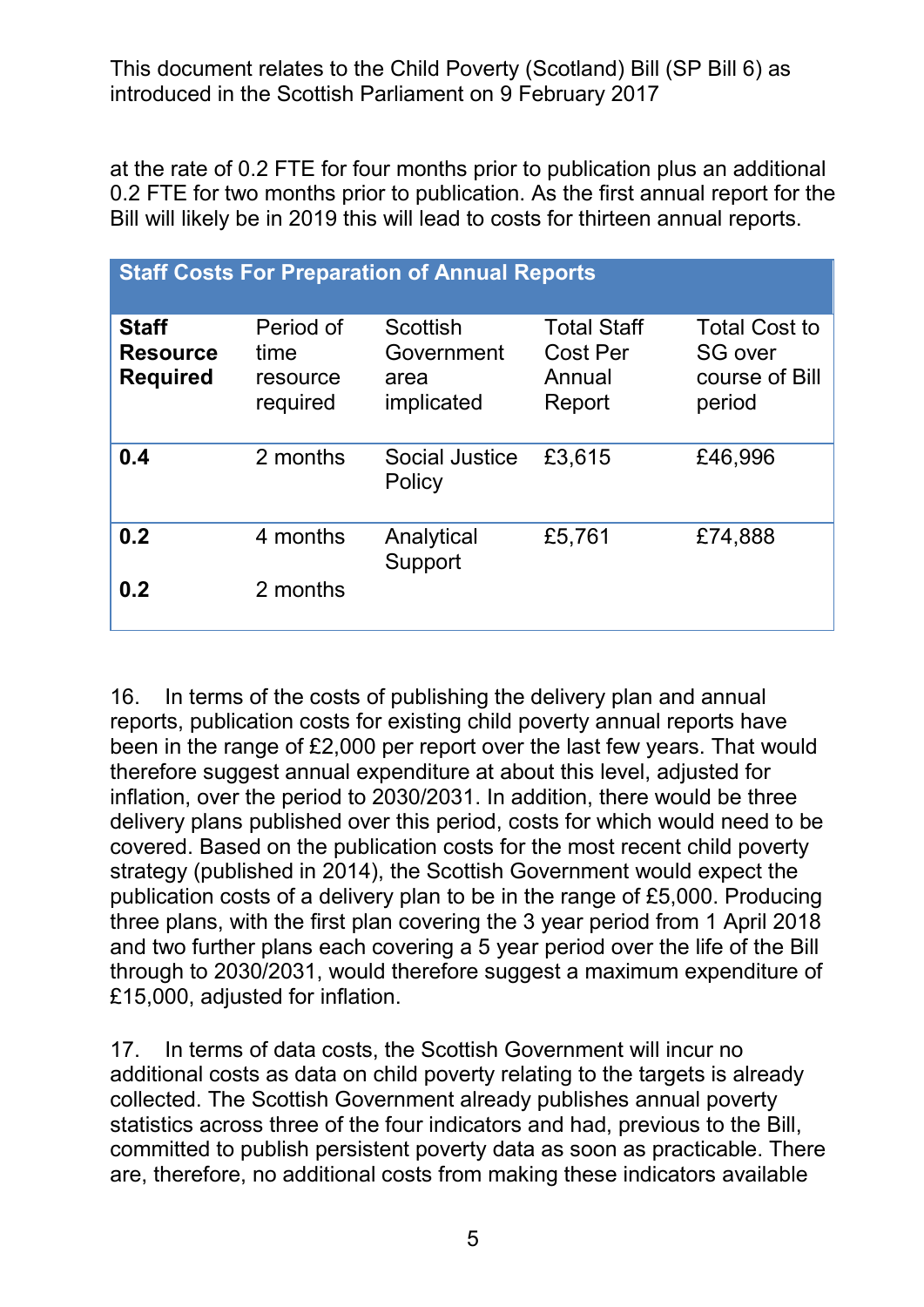This document relates to the Child Poverty (Scotland) Bill (SP Bill 6) as introduced in the Scottish Parliament on 9 February 2017

at the rate of 0.2 FTE for four months prior to publication plus an additional 0.2 FTE for two months prior to publication. As the first annual report for the Bill will likely be in 2019 this will lead to costs for thirteen annual reports.

| Staff Costs For Preparation of Annual Reports | | | | |
|---|---|---|---|---|
| **Staff Resource Required** | Period of time resource required | Scottish Government area implicated | Total Staff Cost Per Annual Report | Total Cost to SG over course of Bill period |
| **0.4** | 2 months | Social Justice Policy | £3,615 | £46,996 |
| **0.2** | 4 months | Analytical Support | £5,761 | £74,888 |
| **0.2** | 2 months | | | |

16. In terms of the costs of publishing the delivery plan and annual reports, publication costs for existing child poverty annual reports have been in the range of £2,000 per report over the last few years. That would therefore suggest annual expenditure at about this level, adjusted for inflation, over the period to 2030/2031. In addition, there would be three delivery plans published over this period, costs for which would need to be covered. Based on the publication costs for the most recent child poverty strategy (published in 2014), the Scottish Government would expect the publication costs of a delivery plan to be in the range of £5,000. Producing three plans, with the first plan covering the 3 year period from 1 April 2018 and two further plans each covering a 5 year period over the life of the Bill through to 2030/2031, would therefore suggest a maximum expenditure of £15,000, adjusted for inflation.

17. In terms of data costs, the Scottish Government will incur no additional costs as data on child poverty relating to the targets is already collected. The Scottish Government already publishes annual poverty statistics across three of the four indicators and had, previous to the Bill, committed to publish persistent poverty data as soon as practicable. There are, therefore, no additional costs from making these indicators available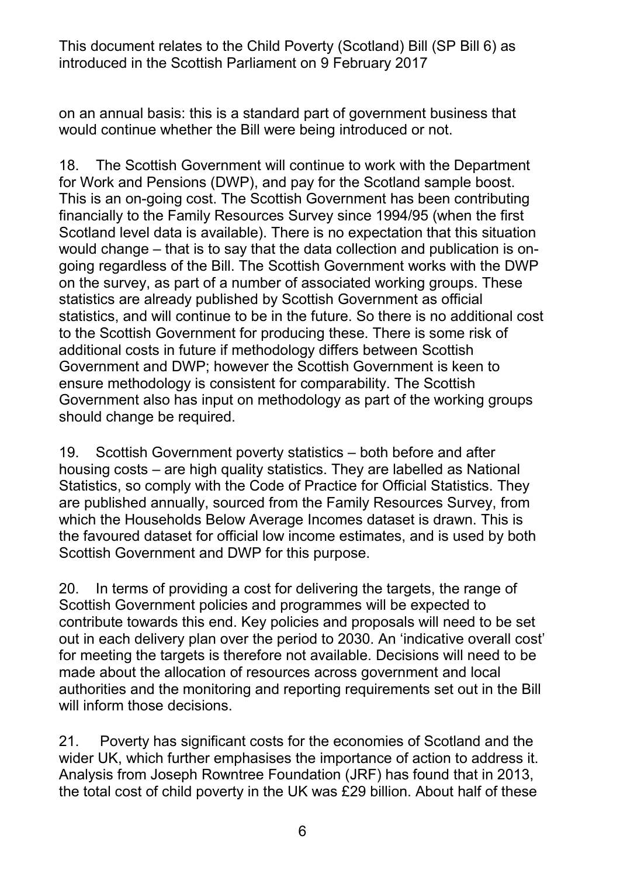on an annual basis: this is a standard part of government business that would continue whether the Bill were being introduced or not.

18. The Scottish Government will continue to work with the Department for Work and Pensions (DWP), and pay for the Scotland sample boost. This is an on-going cost. The Scottish Government has been contributing financially to the Family Resources Survey since 1994/95 (when the first Scotland level data is available). There is no expectation that this situation would change – that is to say that the data collection and publication is on-going regardless of the Bill. The Scottish Government works with the DWP on the survey, as part of a number of associated working groups. These statistics are already published by Scottish Government as official statistics, and will continue to be in the future. So there is no additional cost to the Scottish Government for producing these. There is some risk of additional costs in future if methodology differs between Scottish Government and DWP; however the Scottish Government is keen to ensure methodology is consistent for comparability. The Scottish Government also has input on methodology as part of the working groups should change be required.

19. Scottish Government poverty statistics – both before and after housing costs – are high quality statistics. They are labelled as National Statistics, so comply with the Code of Practice for Official Statistics. They are published annually, sourced from the Family Resources Survey, from which the Households Below Average Incomes dataset is drawn. This is the favoured dataset for official low income estimates, and is used by both Scottish Government and DWP for this purpose.

20. In terms of providing a cost for delivering the targets, the range of Scottish Government policies and programmes will be expected to contribute towards this end. Key policies and proposals will need to be set out in each delivery plan over the period to 2030. An 'indicative overall cost' for meeting the targets is therefore not available. Decisions will need to be made about the allocation of resources across government and local authorities and the monitoring and reporting requirements set out in the Bill will inform those decisions.

21. Poverty has significant costs for the economies of Scotland and the wider UK, which further emphasises the importance of action to address it. Analysis from Joseph Rowntree Foundation (JRF) has found that in 2013, the total cost of child poverty in the UK was £29 billion. About half of these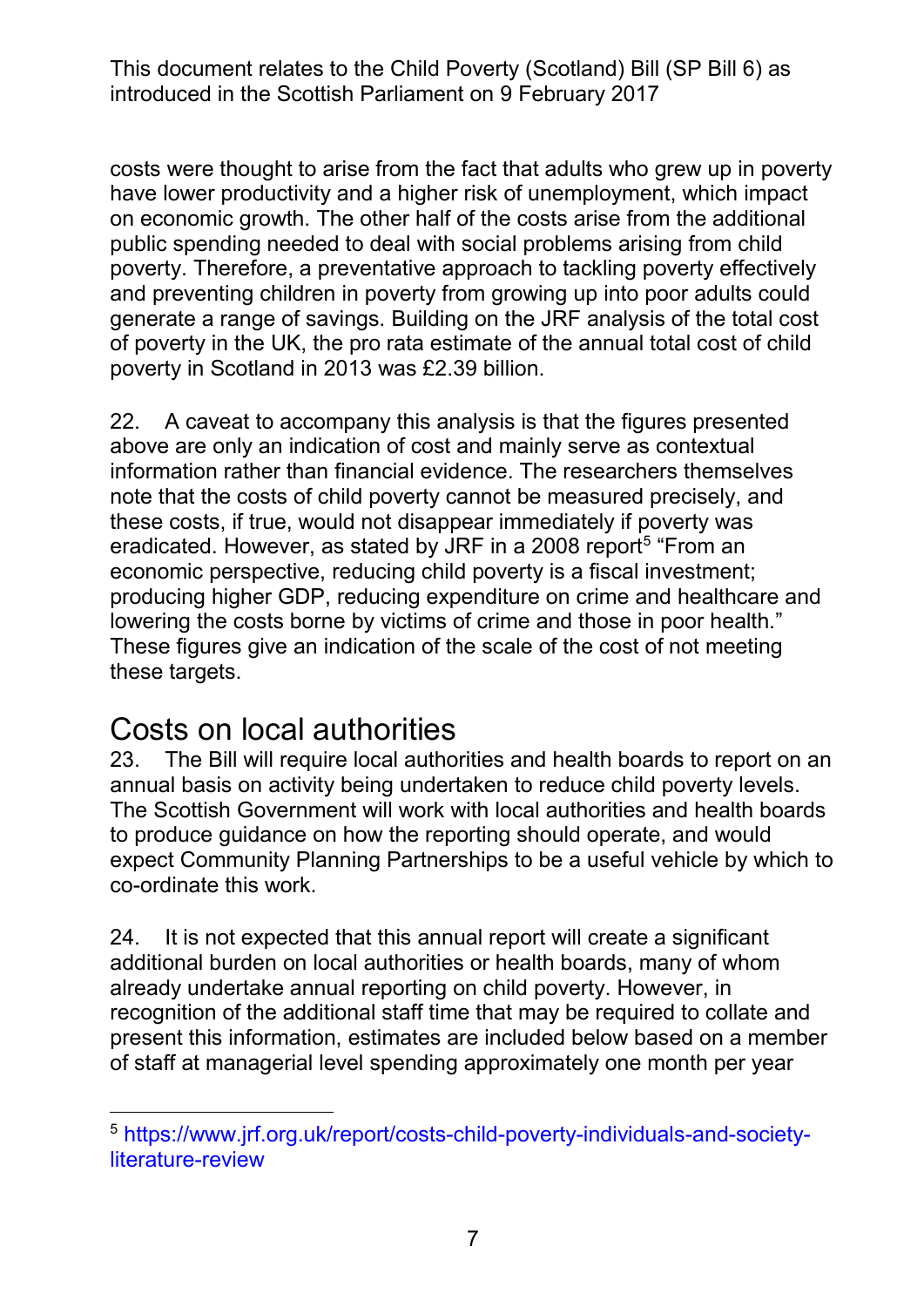costs were thought to arise from the fact that adults who grew up in poverty have lower productivity and a higher risk of unemployment, which impact on economic growth. The other half of the costs arise from the additional public spending needed to deal with social problems arising from child poverty. Therefore, a preventative approach to tackling poverty effectively and preventing children in poverty from growing up into poor adults could generate a range of savings. Building on the JRF analysis of the total cost of poverty in the UK, the pro rata estimate of the annual total cost of child poverty in Scotland in 2013 was £2.39 billion.

22. A caveat to accompany this analysis is that the figures presented above are only an indication of cost and mainly serve as contextual information rather than financial evidence. The researchers themselves note that the costs of child poverty cannot be measured precisely, and these costs, if true, would not disappear immediately if poverty was eradicated. However, as stated by JRF in a 2008 report[5] "From an economic perspective, reducing child poverty is a fiscal investment; producing higher GDP, reducing expenditure on crime and healthcare and lowering the costs borne by victims of crime and those in poor health." These figures give an indication of the scale of the cost of not meeting these targets.

## Costs on local authorities

23. The Bill will require local authorities and health boards to report on an annual basis on activity being undertaken to reduce child poverty levels. The Scottish Government will work with local authorities and health boards to produce guidance on how the reporting should operate, and would expect Community Planning Partnerships to be a useful vehicle by which to co-ordinate this work.

24. It is not expected that this annual report will create a significant additional burden on local authorities or health boards, many of whom already undertake annual reporting on child poverty. However, in recognition of the additional staff time that may be required to collate and present this information, estimates are included below based on a member of staff at managerial level spending approximately one month per year

[5] https://www.jrf.org.uk/report/costs-child-poverty-individuals-and-society-literature-review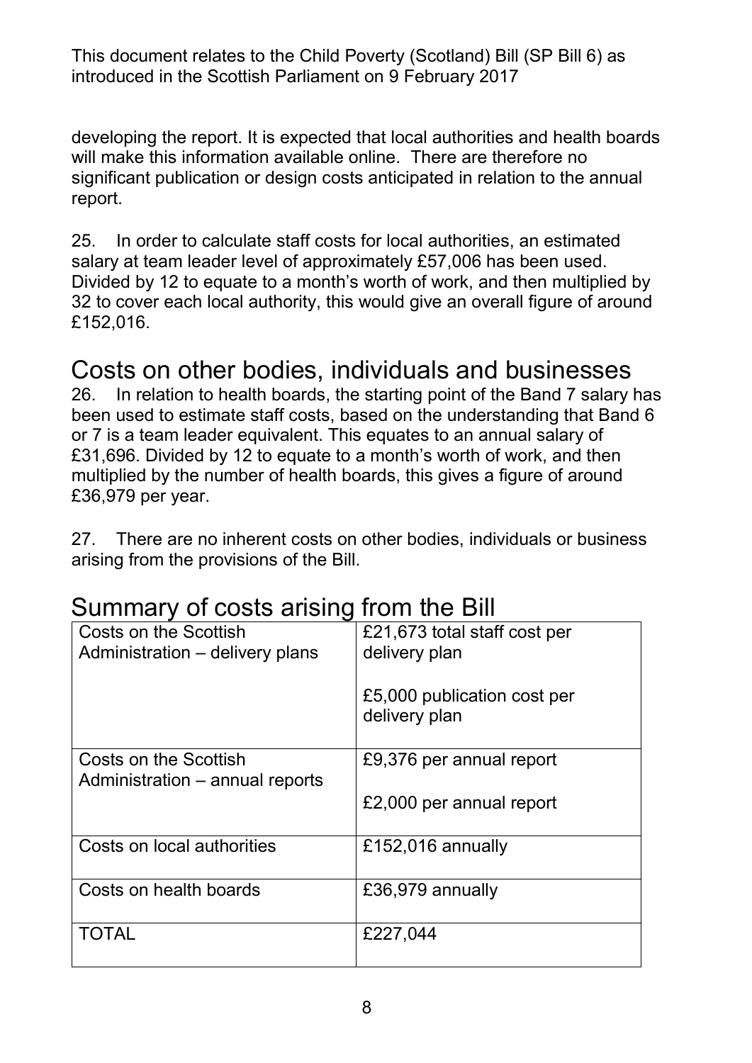developing the report. It is expected that local authorities and health boards will make this information available online. There are therefore no significant publication or design costs anticipated in relation to the annual report.

25. In order to calculate staff costs for local authorities, an estimated salary at team leader level of approximately £57,006 has been used. Divided by 12 to equate to a month's worth of work, and then multiplied by 32 to cover each local authority, this would give an overall figure of around £152,016.

## Costs on other bodies, individuals and businesses

26. In relation to health boards, the starting point of the Band 7 salary has been used to estimate staff costs, based on the understanding that Band 6 or 7 is a team leader equivalent. This equates to an annual salary of £31,696. Divided by 12 to equate to a month's worth of work, and then multiplied by the number of health boards, this gives a figure of around £36,979 per year.

27. There are no inherent costs on other bodies, individuals or business arising from the provisions of the Bill.

## Summary of costs arising from the Bill

| | |
|---|---|
| Costs on the Scottish Administration – delivery plans | £21,673 total staff cost per delivery plan<br><br>£5,000 publication cost per delivery plan |
| Costs on the Scottish Administration – annual reports | £9,376 per annual report<br><br>£2,000 per annual report |
| Costs on local authorities | £152,016 annually |
| Costs on health boards | £36,979 annually |
| TOTAL | £227,044 |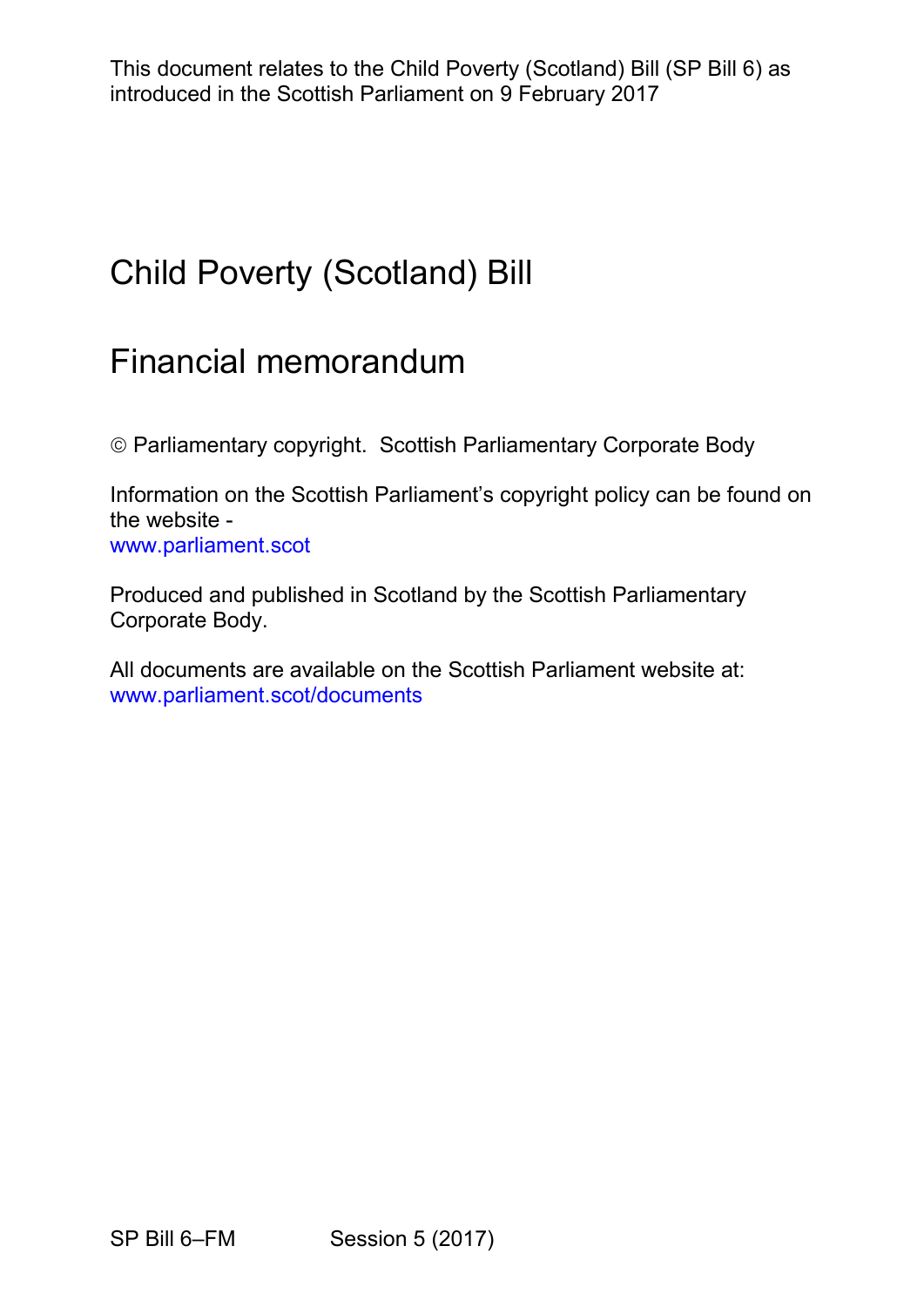This document relates to the Child Poverty (Scotland) Bill (SP Bill 6) as introduced in the Scottish Parliament on 9 February 2017

# Child Poverty (Scotland) Bill

# Financial memorandum

© Parliamentary copyright. Scottish Parliamentary Corporate Body

Information on the Scottish Parliament's copyright policy can be found on the website -
www.parliament.scot

Produced and published in Scotland by the Scottish Parliamentary Corporate Body.

All documents are available on the Scottish Parliament website at:
www.parliament.scot/documents

SP Bill 6–FM Session 5 (2017)